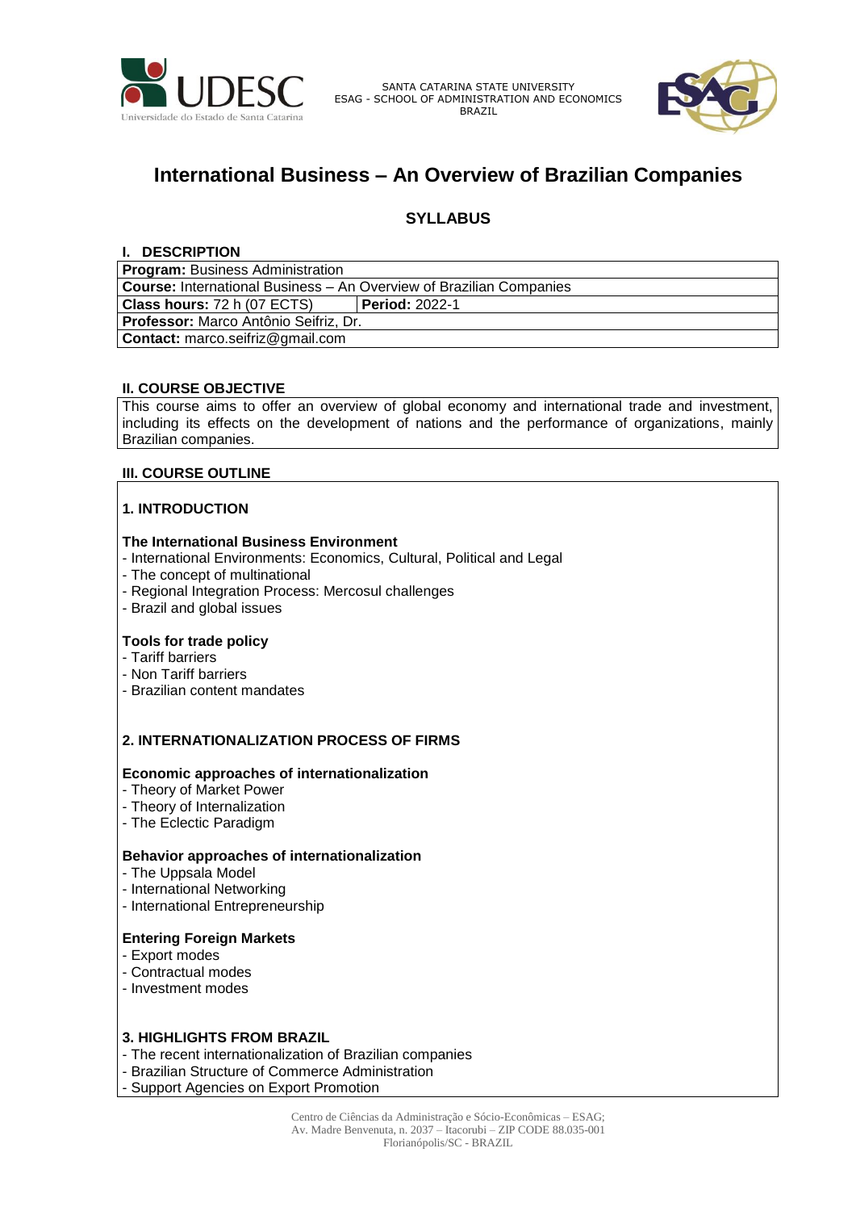SANTA CATARINA STATE UNIVERSITY
ESAG - SCHOOL OF ADMINISTRATION AND ECONOMICS
BRAZIL

# International Business – An Overview of Brazilian Companies

## SYLLABUS

### I. DESCRIPTION

| **Program:** Business Administration | |
|---|---|
| **Course:** International Business – An Overview of Brazilian Companies | |
| **Class hours:** 72 h (07 ECTS) | **Period:** 2022-1 |
| **Professor:** Marco Antônio Seifriz, Dr. | |
| **Contact:** marco.seifriz@gmail.com | |

### II. COURSE OBJECTIVE

This course aims to offer an overview of global economy and international trade and investment, including its effects on the development of nations and the performance of organizations, mainly Brazilian companies.

### III. COURSE OUTLINE

#### 1. INTRODUCTION

**The International Business Environment**
- International Environments: Economics, Cultural, Political and Legal
- The concept of multinational
- Regional Integration Process: Mercosul challenges
- Brazil and global issues

**Tools for trade policy**
- Tariff barriers
- Non Tariff barriers
- Brazilian content mandates

#### 2. INTERNATIONALIZATION PROCESS OF FIRMS

**Economic approaches of internationalization**
- Theory of Market Power
- Theory of Internalization
- The Eclectic Paradigm

**Behavior approaches of internationalization**
- The Uppsala Model
- International Networking
- International Entrepreneurship

**Entering Foreign Markets**
- Export modes
- Contractual modes
- Investment modes

#### 3. HIGHLIGHTS FROM BRAZIL
- The recent internationalization of Brazilian companies
- Brazilian Structure of Commerce Administration
- Support Agencies on Export Promotion

Centro de Ciências da Administração e Sócio-Econômicas – ESAG;
Av. Madre Benvenuta, n. 2037 – Itacorubi – ZIP CODE 88.035-001
Florianópolis/SC - BRAZIL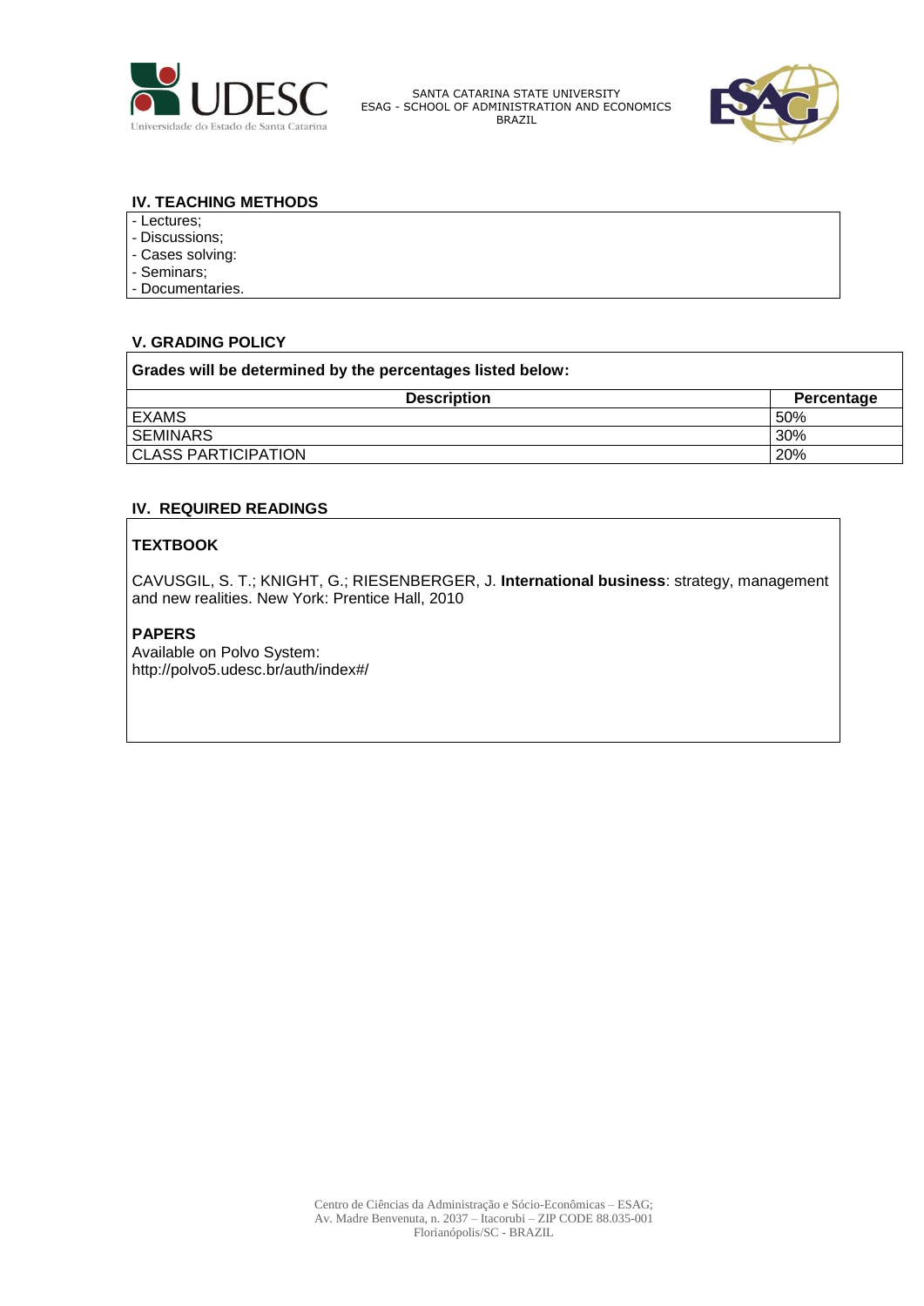## IV. TEACHING METHODS

- Lectures;
- Discussions;
- Cases solving:
- Seminars;
- Documentaries.

## V. GRADING POLICY

**Grades will be determined by the percentages listed below:**

| Description | Percentage |
|---|---|
| EXAMS | 50% |
| SEMINARS | 30% |
| CLASS PARTICIPATION | 20% |

## IV. REQUIRED READINGS

**TEXTBOOK**

CAVUSGIL, S. T.; KNIGHT, G.; RIESENBERGER, J. **International business**: strategy, management and new realities. New York: Prentice Hall, 2010

**PAPERS**

Available on Polvo System:
http://polvo5.udesc.br/auth/index#/